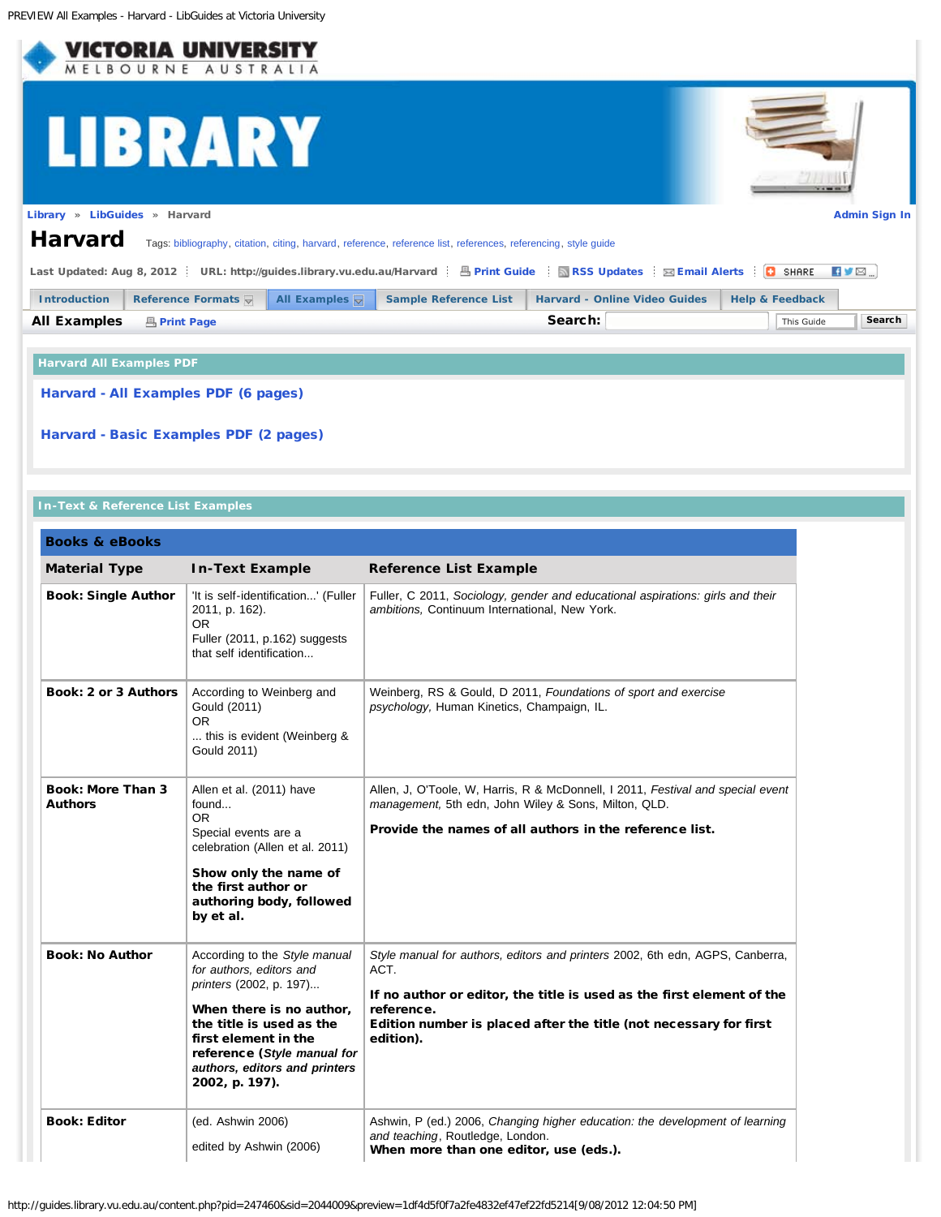Library » LibGuides » Harvard

Admin Sign In

# Harvard

Tags: bibliography, citation, citing, harvard, reference, reference list, references, referencing, style guide

Last Updated: Aug 8, 2012 | URL: http://guides.library.vu.edu.au/Harvard | Print Guide | RSS Updates | Email Alerts | SHARE

Introduction | Reference Formats | All Examples | Sample Reference List | Harvard - Online Video Guides | Help & Feedback

## All Examples

Print Page

Search: This Guide Search

### Harvard All Examples PDF

**Harvard - All Examples PDF (6 pages)**

**Harvard - Basic Examples PDF (2 pages)**

### In-Text & Reference List Examples

**Books & eBooks**

| Material Type | In-Text Example | Reference List Example |
|---|---|---|
| **Book: Single Author** | 'It is self-identification...' (Fuller 2011, p. 162).<br>OR<br>Fuller (2011, p.162) suggests that self identification... | Fuller, C 2011, *Sociology, gender and educational aspirations: girls and their ambitions,* Continuum International, New York. |
| **Book: 2 or 3 Authors** | According to Weinberg and Gould (2011)<br>OR<br>... this is evident (Weinberg & Gould 2011) | Weinberg, RS & Gould, D 2011, *Foundations of sport and exercise psychology,* Human Kinetics, Champaign, IL. |
| **Book: More Than 3 Authors** | Allen et al. (2011) have found...<br>OR<br>Special events are a celebration (Allen et al. 2011)<br><br>**Show only the name of the first author or authoring body, followed by et al.** | Allen, J, O'Toole, W, Harris, R & McDonnell, I 2011, *Festival and special event management,* 5th edn, John Wiley & Sons, Milton, QLD.<br><br>**Provide the names of all authors in the reference list.** |
| **Book: No Author** | According to the *Style manual for authors, editors and printers* (2002, p. 197)...<br><br>**When there is no author, the title is used as the first element in the reference (*Style manual for authors, editors and printers* 2002, p. 197).** | *Style manual for authors, editors and printers* 2002, 6th edn, AGPS, Canberra, ACT.<br><br>**If no author or editor, the title is used as the first element of the reference.**<br>**Edition number is placed after the title (not necessary for first edition).** |
| **Book: Editor** | (ed. Ashwin 2006)<br><br>edited by Ashwin (2006) | Ashwin, P (ed.) 2006, *Changing higher education: the development of learning and teaching*, Routledge, London.<br>**When more than one editor, use (eds.).** |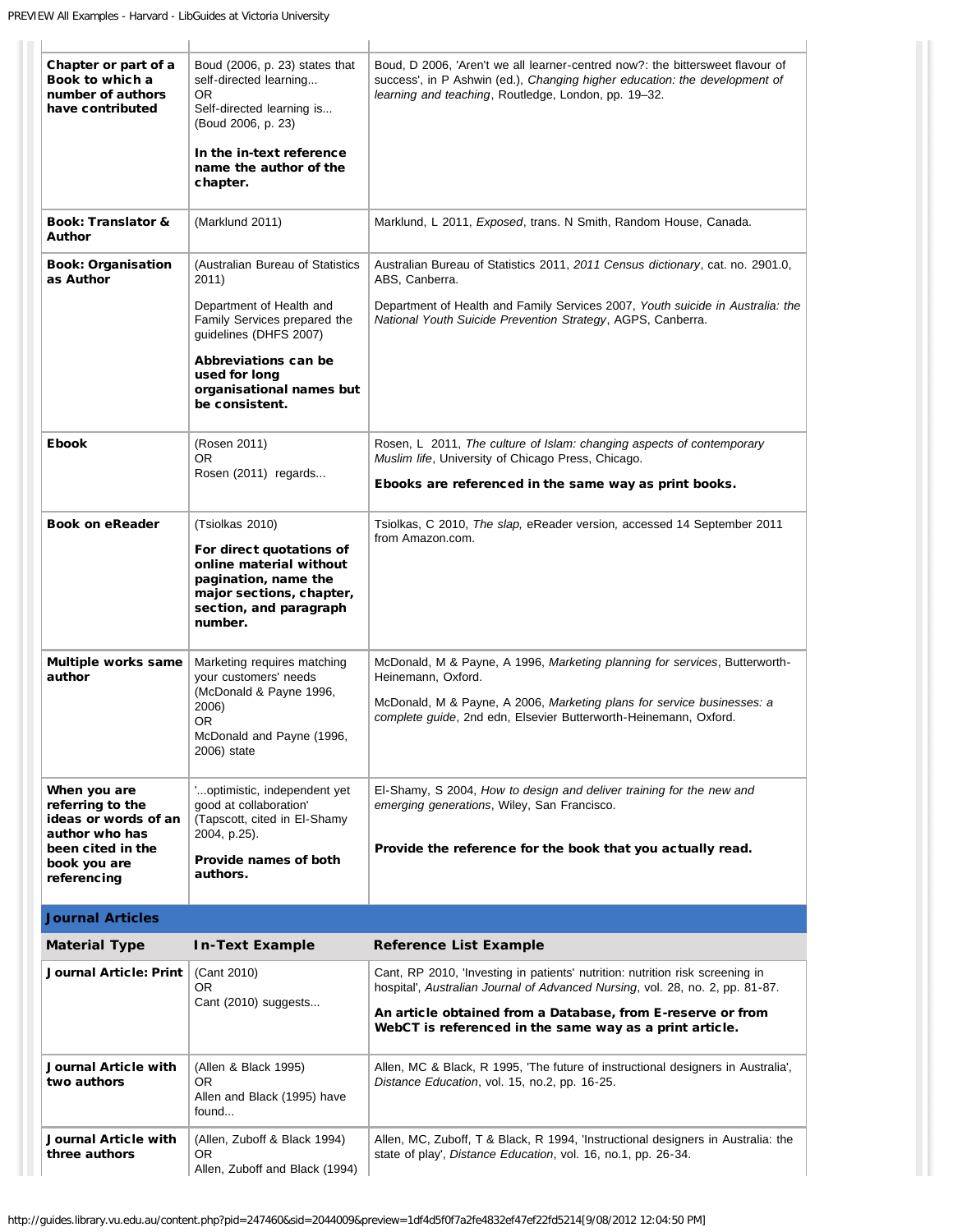| | | |
|---|---|---|
| **Chapter or part of a Book to which a number of authors have contributed** | Boud (2006, p. 23) states that self-directed learning... OR Self-directed learning is... (Boud 2006, p. 23) **In the in-text reference name the author of the chapter.** | Boud, D 2006, 'Aren't we all learner-centred now?: the bittersweet flavour of success', in P Ashwin (ed.), *Changing higher education: the development of learning and teaching*, Routledge, London, pp. 19–32. |
| **Book: Translator & Author** | (Marklund 2011) | Marklund, L 2011, *Exposed*, trans. N Smith, Random House, Canada. |
| **Book: Organisation as Author** | (Australian Bureau of Statistics 2011) Department of Health and Family Services prepared the guidelines (DHFS 2007) **Abbreviations can be used for long organisational names but be consistent.** | Australian Bureau of Statistics 2011, *2011 Census dictionary*, cat. no. 2901.0, ABS, Canberra. Department of Health and Family Services 2007, *Youth suicide in Australia: the National Youth Suicide Prevention Strategy*, AGPS, Canberra. |
| **Ebook** | (Rosen 2011) OR Rosen (2011) regards... | Rosen, L 2011, *The culture of Islam: changing aspects of contemporary Muslim life*, University of Chicago Press, Chicago. **Ebooks are referenced in the same way as print books.** |
| **Book on eReader** | (Tsiolkas 2010) **For direct quotations of online material without pagination, name the major sections, chapter, section, and paragraph number.** | Tsiolkas, C 2010, *The slap,* eReader version*,* accessed 14 September 2011 from Amazon.com. |
| **Multiple works same author** | Marketing requires matching your customers' needs (McDonald & Payne 1996, 2006) OR McDonald and Payne (1996, 2006) state | McDonald, M & Payne, A 1996, *Marketing planning for services*, Butterworth-Heinemann, Oxford. McDonald, M & Payne, A 2006, *Marketing plans for service businesses: a complete guide*, 2nd edn, Elsevier Butterworth-Heinemann, Oxford. |
| **When you are referring to the ideas or words of an author who has been cited in the book you are referencing** | '...optimistic, independent yet good at collaboration' (Tapscott, cited in El-Shamy 2004, p.25). **Provide names of both authors.** | El-Shamy, S 2004, *How to design and deliver training for the new and emerging generations*, Wiley, San Francisco. **Provide the reference for the book that you actually read.** |

## Journal Articles

| Material Type | In-Text Example | Reference List Example |
|---|---|---|
| **Journal Article: Print** | (Cant 2010) OR Cant (2010) suggests... | Cant, RP 2010, 'Investing in patients' nutrition: nutrition risk screening in hospital', *Australian Journal of Advanced Nursing*, vol. 28, no. 2, pp. 81-87. **An article obtained from a Database, from E-reserve or from WebCT is referenced in the same way as a print article.** |
| **Journal Article with two authors** | (Allen & Black 1995) OR Allen and Black (1995) have found... | Allen, MC & Black, R 1995, 'The future of instructional designers in Australia', *Distance Education*, vol. 15, no.2, pp. 16-25. |
| **Journal Article with three authors** | (Allen, Zuboff & Black 1994) OR Allen, Zuboff and Black (1994) | Allen, MC, Zuboff, T & Black, R 1994, 'Instructional designers in Australia: the state of play', *Distance Education*, vol. 16, no.1, pp. 26-34. |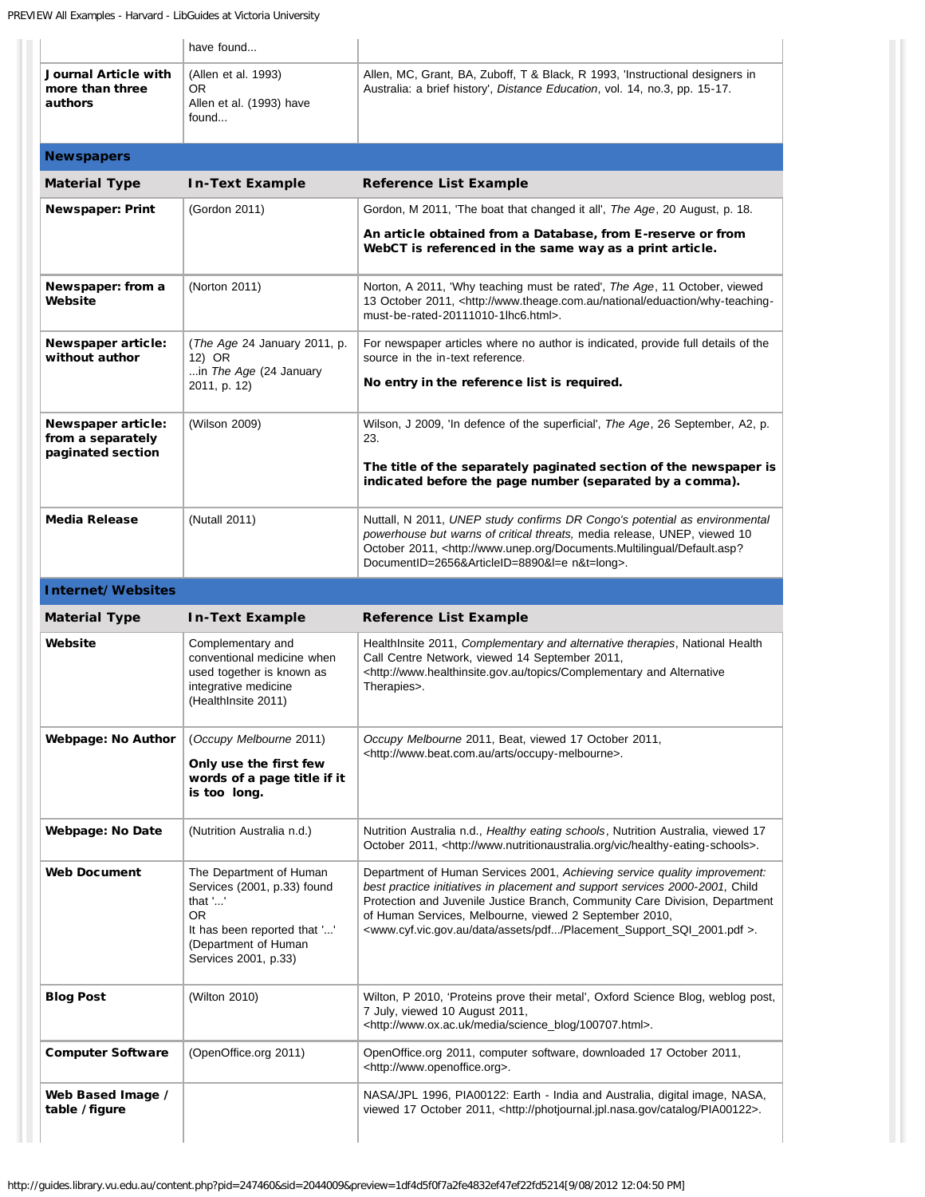| | have found... | |
|---|---|---|
| **Journal Article with more than three authors** | (Allen et al. 1993) OR Allen et al. (1993) have found... | Allen, MC, Grant, BA, Zuboff, T & Black, R 1993, 'Instructional designers in Australia: a brief history', *Distance Education*, vol. 14, no.3, pp. 15-17. |

## Newspapers

| Material Type | In-Text Example | Reference List Example |
|---|---|---|
| **Newspaper: Print** | (Gordon 2011) | Gordon, M 2011, 'The boat that changed it all', *The Age*, 20 August, p. 18. **An article obtained from a Database, from E-reserve or from WebCT is referenced in the same way as a print article.** |
| **Newspaper: from a Website** | (Norton 2011) | Norton, A 2011, 'Why teaching must be rated', *The Age*, 11 October, viewed 13 October 2011, <http://www.theage.com.au/national/eduaction/why-teaching-must-be-rated-20111010-1lhc6.html>. |
| **Newspaper article: without author** | (*The Age* 24 January 2011, p. 12) OR ...in *The Age* (24 January 2011, p. 12) | For newspaper articles where no author is indicated, provide full details of the source in the in-text reference. **No entry in the reference list is required.** |
| **Newspaper article: from a separately paginated section** | (Wilson 2009) | Wilson, J 2009, 'In defence of the superficial', *The Age*, 26 September, A2, p. 23. **The title of the separately paginated section of the newspaper is indicated before the page number (separated by a comma).** |
| **Media Release** | (Nutall 2011) | Nuttall, N 2011, *UNEP study confirms DR Congo's potential as environmental powerhouse but warns of critical threats,* media release, UNEP, viewed 10 October 2011, <http://www.unep.org/Documents.Multilingual/Default.asp?DocumentID=2656&ArticleID=8890&l=e n&t=long>. |

## Internet/Websites

| Material Type | In-Text Example | Reference List Example |
|---|---|---|
| **Website** | Complementary and conventional medicine when used together is known as integrative medicine (HealthInsite 2011) | HealthInsite 2011, *Complementary and alternative therapies*, National Health Call Centre Network, viewed 14 September 2011, <http://www.healthinsite.gov.au/topics/Complementary and Alternative Therapies>. |
| **Webpage: No Author** | (*Occupy Melbourne* 2011) **Only use the first few words of a page title if it is too long.** | *Occupy Melbourne* 2011, Beat, viewed 17 October 2011, <http://www.beat.com.au/arts/occupy-melbourne>. |
| **Webpage: No Date** | (Nutrition Australia n.d.) | Nutrition Australia n.d., *Healthy eating schools*, Nutrition Australia, viewed 17 October 2011, <http://www.nutritionaustralia.org/vic/healthy-eating-schools>. |
| **Web Document** | The Department of Human Services (2001, p.33) found that '...' OR It has been reported that '...' (Department of Human Services 2001, p.33) | Department of Human Services 2001, *Achieving service quality improvement: best practice initiatives in placement and support services 2000-2001,* Child Protection and Juvenile Justice Branch, Community Care Division, Department of Human Services, Melbourne, viewed 2 September 2010, <www.cyf.vic.gov.au/data/assets/pdf.../Placement_Support_SQI_2001.pdf >. |
| **Blog Post** | (Wilton 2010) | Wilton, P 2010, 'Proteins prove their metal', Oxford Science Blog, weblog post, 7 July, viewed 10 August 2011, <http://www.ox.ac.uk/media/science_blog/100707.html>. |
| **Computer Software** | (OpenOffice.org 2011) | OpenOffice.org 2011, computer software, downloaded 17 October 2011, <http://www.openoffice.org>. |
| **Web Based Image / table / figure** | | NASA/JPL 1996, PIA00122: Earth - India and Australia, digital image, NASA, viewed 17 October 2011, <http://photjournal.jpl.nasa.gov/catalog/PIA00122>. |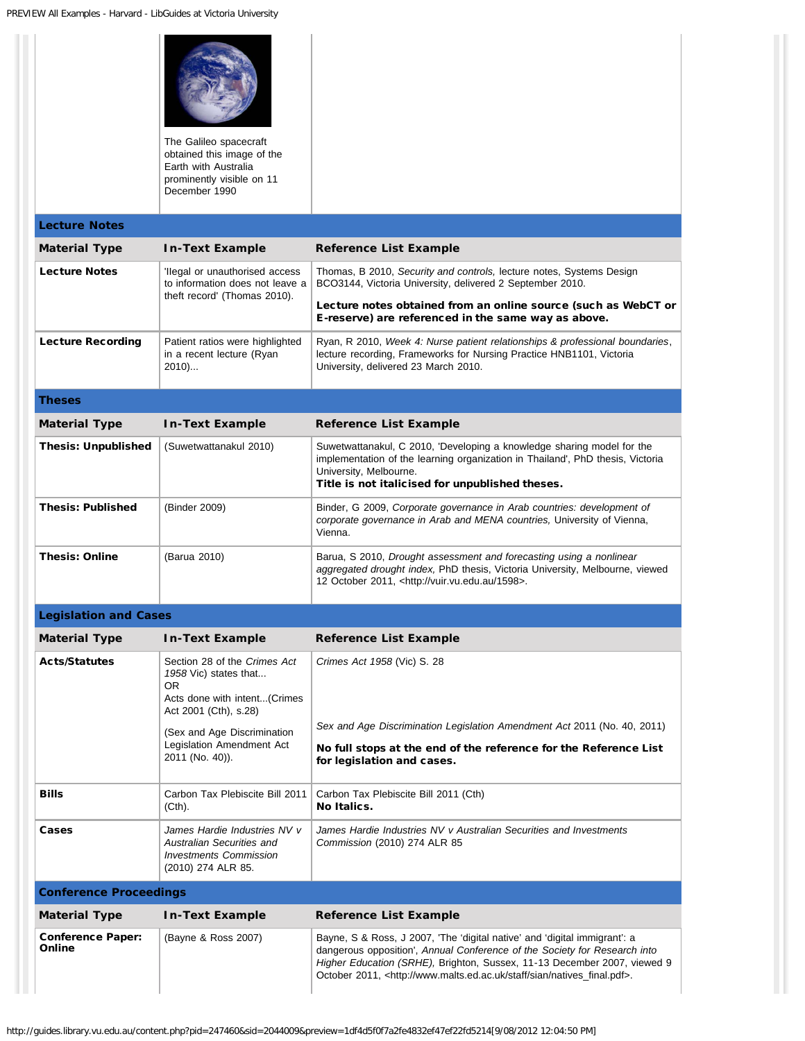| | The Galileo spacecraft obtained this image of the Earth with Australia prominently visible on 11 December 1990 | |
|---|---|---|

## Lecture Notes

| Material Type | In-Text Example | Reference List Example |
|---|---|---|
| **Lecture Notes** | 'Ilegal or unauthorised access to information does not leave a theft record' (Thomas 2010). | Thomas, B 2010, *Security and controls,* lecture notes, Systems Design BCO3144, Victoria University, delivered 2 September 2010.<br><br>**Lecture notes obtained from an online source (such as WebCT or E-reserve) are referenced in the same way as above.** |
| **Lecture Recording** | Patient ratios were highlighted in a recent lecture (Ryan 2010)... | Ryan, R 2010, *Week 4: Nurse patient relationships & professional boundaries*, lecture recording, Frameworks for Nursing Practice HNB1101, Victoria University, delivered 23 March 2010. |

## Theses

| Material Type | In-Text Example | Reference List Example |
|---|---|---|
| **Thesis: Unpublished** | (Suwetwattanakul 2010) | Suwetwattanakul, C 2010, 'Developing a knowledge sharing model for the implementation of the learning organization in Thailand', PhD thesis, Victoria University, Melbourne.<br>**Title is not italicised for unpublished theses.** |
| **Thesis: Published** | (Binder 2009) | Binder, G 2009, *Corporate governance in Arab countries: development of corporate governance in Arab and MENA countries,* University of Vienna, Vienna. |
| **Thesis: Online** | (Barua 2010) | Barua, S 2010, *Drought assessment and forecasting using a nonlinear aggregated drought index,* PhD thesis, Victoria University, Melbourne, viewed 12 October 2011, <http://vuir.vu.edu.au/1598>. |

## Legislation and Cases

| Material Type | In-Text Example | Reference List Example |
|---|---|---|
| **Acts/Statutes** | Section 28 of the *Crimes Act 1958* Vic) states that...<br>OR<br>Acts done with intent...(Crimes Act 2001 (Cth), s.28)<br><br>(Sex and Age Discrimination Legislation Amendment Act 2011 (No. 40)). | *Crimes Act 1958* (Vic) S. 28<br><br>*Sex and Age Discrimination Legislation Amendment Act* 2011 (No. 40, 2011)<br><br>**No full stops at the end of the reference for the Reference List for legislation and cases.** |
| **Bills** | Carbon Tax Plebiscite Bill 2011 (Cth). | Carbon Tax Plebiscite Bill 2011 (Cth)<br>**No Italics.** |
| **Cases** | *James Hardie Industries NV v Australian Securities and Investments Commission* (2010) 274 ALR 85. | *James Hardie Industries NV v Australian Securities and Investments Commission* (2010) 274 ALR 85 |

## Conference Proceedings

| Material Type | In-Text Example | Reference List Example |
|---|---|---|
| **Conference Paper: Online** | (Bayne & Ross 2007) | Bayne, S & Ross, J 2007, 'The 'digital native' and 'digital immigrant': a dangerous opposition', *Annual Conference of the Society for Research into Higher Education (SRHE),* Brighton, Sussex, 11-13 December 2007, viewed 9 October 2011, <http://www.malts.ed.ac.uk/staff/sian/natives_final.pdf>. |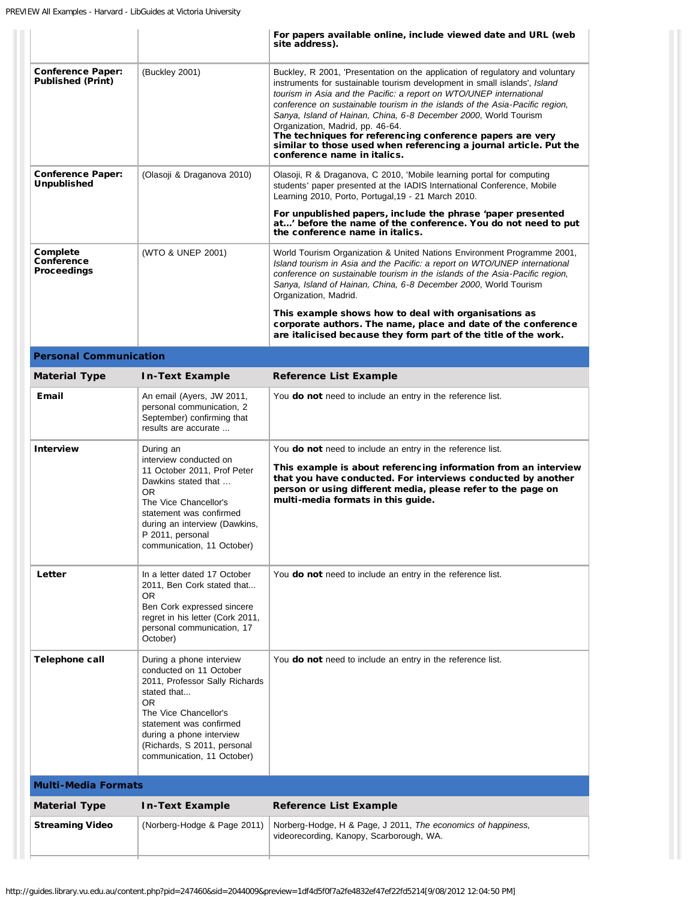| | | **For papers available online, include viewed date and URL (web site address).** |
|---|---|---|
| **Conference Paper: Published (Print)** | (Buckley 2001) | Buckley, R 2001, 'Presentation on the application of regulatory and voluntary instruments for sustainable tourism development in small islands', *Island tourism in Asia and the Pacific: a report on WTO/UNEP international conference on sustainable tourism in the islands of the Asia-Pacific region, Sanya, Island of Hainan, China, 6-8 December 2000*, World Tourism Organization, Madrid, pp. 46-64. **The techniques for referencing conference papers are very similar to those used when referencing a journal article. Put the conference name in italics.** |
| **Conference Paper: Unpublished** | (Olasoji & Draganova 2010) | Olasoji, R & Draganova, C 2010, 'Mobile learning portal for computing students' paper presented at the IADIS International Conference, Mobile Learning 2010, Porto, Portugal,19 - 21 March 2010. **For unpublished papers, include the phrase 'paper presented at…' before the name of the conference. You do not need to put the conference name in italics.** |
| **Complete Conference Proceedings** | (WTO & UNEP 2001) | World Tourism Organization & United Nations Environment Programme 2001, *Island tourism in Asia and the Pacific: a report on WTO/UNEP international conference on sustainable tourism in the islands of the Asia-Pacific region, Sanya, Island of Hainan, China, 6-8 December 2000*, World Tourism Organization, Madrid. **This example shows how to deal with organisations as corporate authors. The name, place and date of the conference are italicised because they form part of the title of the work.** |

**Personal Communication**

| Material Type | In-Text Example | Reference List Example |
|---|---|---|
| **Email** | An email (Ayers, JW 2011, personal communication, 2 September) confirming that results are accurate ... | You **do not** need to include an entry in the reference list. |
| **Interview** | During an interview conducted on 11 October 2011, Prof Peter Dawkins stated that … OR The Vice Chancellor's statement was confirmed during an interview (Dawkins, P 2011, personal communication, 11 October) | You **do not** need to include an entry in the reference list. **This example is about referencing information from an interview that you have conducted. For interviews conducted by another person or using different media, please refer to the page on multi-media formats in this guide.** |
| **Letter** | In a letter dated 17 October 2011, Ben Cork stated that... OR Ben Cork expressed sincere regret in his letter (Cork 2011, personal communication, 17 October) | You **do not** need to include an entry in the reference list. |
| **Telephone call** | During a phone interview conducted on 11 October 2011, Professor Sally Richards stated that... OR The Vice Chancellor's statement was confirmed during a phone interview (Richards, S 2011, personal communication, 11 October) | You **do not** need to include an entry in the reference list. |

**Multi-Media Formats**

| Material Type | In-Text Example | Reference List Example |
|---|---|---|
| **Streaming Video** | (Norberg-Hodge & Page 2011) | Norberg-Hodge, H & Page, J 2011, *The economics of happiness,* videorecording, Kanopy, Scarborough, WA. |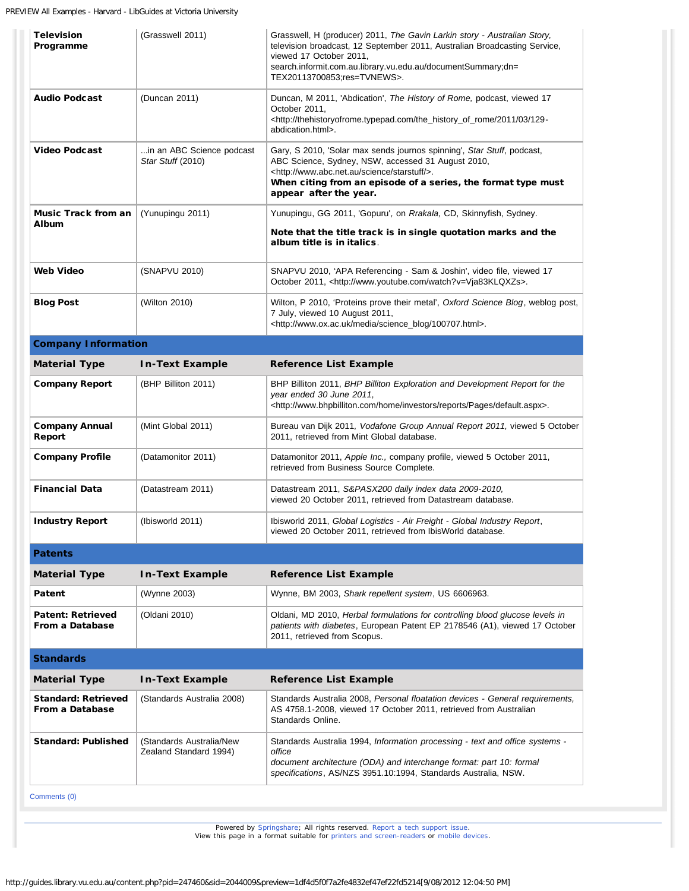| | | |
|---|---|---|
| **Television Programme** | (Grasswell 2011) | Grasswell, H (producer) 2011, *The Gavin Larkin story - Australian Story,* television broadcast, 12 September 2011, Australian Broadcasting Service, viewed 17 October 2011, search.informit.com.au.library.vu.edu.au/documentSummary;dn= TEX20113700853;res=TVNEWS>. |
| **Audio Podcast** | (Duncan 2011) | Duncan, M 2011, 'Abdication', *The History of Rome,* podcast, viewed 17 October 2011, <http://thehistoryofrome.typepad.com/the_history_of_rome/2011/03/129-abdication.html>. |
| **Video Podcast** | ...in an ABC Science podcast *Star Stuff* (2010) | Gary, S 2010, 'Solar max sends journos spinning', *Star Stuff*, podcast, ABC Science, Sydney, NSW, accessed 31 August 2010, <http://www.abc.net.au/science/starstuff/>. **When citing from an episode of a series, the format type must appear after the year.** |
| **Music Track from an Album** | (Yunupingu 2011) | Yunupingu, GG 2011, 'Gopuru', on *Rrakala,* CD, Skinnyfish, Sydney. **Note that the title track is in single quotation marks and the album title is in italics**. |
| **Web Video** | (SNAPVU 2010) | SNAPVU 2010, 'APA Referencing - Sam & Joshin', video file, viewed 17 October 2011, <http://www.youtube.com/watch?v=Vja83KLQXZs>. |
| **Blog Post** | (Wilton 2010) | Wilton, P 2010, 'Proteins prove their metal', *Oxford Science Blog*, weblog post, 7 July, viewed 10 August 2011, <http://www.ox.ac.uk/media/science_blog/100707.html>. |

## Company Information

| Material Type | In-Text Example | Reference List Example |
|---|---|---|
| **Company Report** | (BHP Billiton 2011) | BHP Billiton 2011, *BHP Billiton Exploration and Development Report for the year ended 30 June 2011*, <http://www.bhpbilliton.com/home/investors/reports/Pages/default.aspx>. |
| **Company Annual Report** | (Mint Global 2011) | Bureau van Dijk 2011, *Vodafone Group Annual Report 2011,* viewed 5 October 2011, retrieved from Mint Global database. |
| **Company Profile** | (Datamonitor 2011) | Datamonitor 2011, *Apple Inc.,* company profile, viewed 5 October 2011, retrieved from Business Source Complete. |
| **Financial Data** | (Datastream 2011) | Datastream 2011, *S&PASX200 daily index data 2009-2010,* viewed 20 October 2011, retrieved from Datastream database. |
| **Industry Report** | (Ibisworld 2011) | Ibisworld 2011, *Global Logistics - Air Freight - Global Industry Report*, viewed 20 October 2011, retrieved from IbisWorld database. |

## Patents

| Material Type | In-Text Example | Reference List Example |
|---|---|---|
| **Patent** | (Wynne 2003) | Wynne, BM 2003, *Shark repellent system*, US 6606963. |
| **Patent: Retrieved From a Database** | (Oldani 2010) | Oldani, MD 2010, *Herbal formulations for controlling blood glucose levels in patients with diabetes*, European Patent EP 2178546 (A1), viewed 17 October 2011, retrieved from Scopus. |

## Standards

| Material Type | In-Text Example | Reference List Example |
|---|---|---|
| **Standard: Retrieved From a Database** | (Standards Australia 2008) | Standards Australia 2008, *Personal floatation devices - General requirements,* AS 4758.1-2008, viewed 17 October 2011, retrieved from Australian Standards Online. |
| **Standard: Published** | (Standards Australia/New Zealand Standard 1994) | Standards Australia 1994, *Information processing - text and office systems - office document architecture (ODA) and interchange format: part 10: formal specifications*, AS/NZS 3951.10:1994, Standards Australia, NSW. |

Comments (0)

Powered by Springshare; All rights reserved. Report a tech support issue.
View this page in a format suitable for printers and screen-readers or mobile devices.